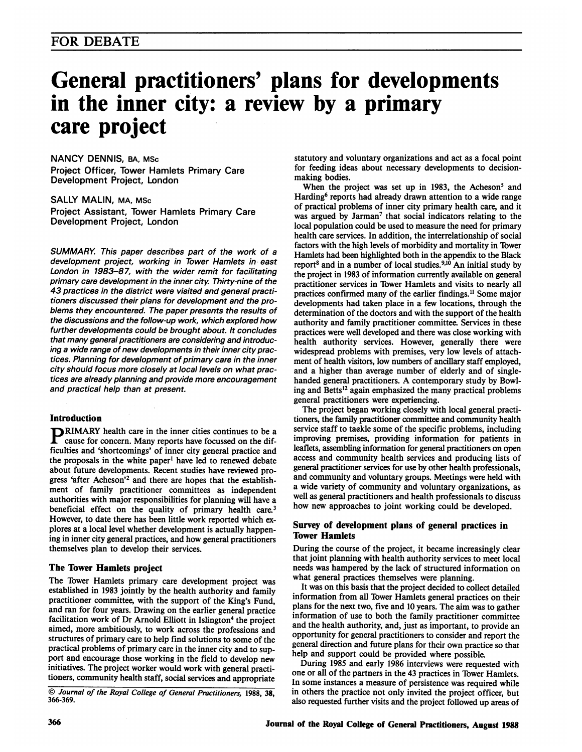FOR DEBATE

# General practitioners' plans for developments in the inner city: a review by a primary care project

NANCY DENNIS, BA, MSc
Project Officer, Tower Hamlets Primary Care Development Project, London

SALLY MALIN, MA, MSc
Project Assistant, Tower Hamlets Primary Care Development Project, London

*SUMMARY. This paper describes part of the work of a development project, working in Tower Hamlets in east London in 1983–87, with the wider remit for facilitating primary care development in the inner city. Thirty-nine of the 43 practices in the district were visited and general practitioners discussed their plans for development and the problems they encountered. The paper presents the results of the discussions and the follow-up work, which explored how further developments could be brought about. It concludes that many general practitioners are considering and introducing a wide range of new developments in their inner city practices. Planning for development of primary care in the inner city should focus more closely at local levels on what practices are already planning and provide more encouragement and practical help than at present.*

## Introduction

PRIMARY health care in the inner cities continues to be a cause for concern. Many reports have focussed on the difficulties and 'shortcomings' of inner city general practice and the proposals in the white paper[1] have led to renewed debate about future developments. Recent studies have reviewed progress 'after Acheson'[2] and there are hopes that the establishment of family practitioner committees as independent authorities with major responsibilities for planning will have a beneficial effect on the quality of primary health care.[3] However, to date there has been little work reported which explores at a local level whether development is actually happening in inner city general practices, and how general practitioners themselves plan to develop their services.

## The Tower Hamlets project

The Tower Hamlets primary care development project was established in 1983 jointly by the health authority and family practitioner committee, with the support of the King's Fund, and ran for four years. Drawing on the earlier general practice facilitation work of Dr Arnold Elliott in Islington[4] the project aimed, more ambitiously, to work across the professions and structures of primary care to help find solutions to some of the practical problems of primary care in the inner city and to support and encourage those working in the field to develop new initiatives. The project worker would work with general practitioners, community health staff, social services and appropriate statutory and voluntary organizations and act as a focal point for feeding ideas about necessary developments to decision-making bodies.

When the project was set up in 1983, the Acheson[5] and Harding[6] reports had already drawn attention to a wide range of practical problems of inner city primary health care, and it was argued by Jarman[7] that social indicators relating to the local population could be used to measure the need for primary health care services. In addition, the interrelationship of social factors with the high levels of morbidity and mortality in Tower Hamlets had been highlighted both in the appendix to the Black report[8] and in a number of local studies.[9,10] An initial study by the project in 1983 of information currently available on general practitioner services in Tower Hamlets and visits to nearly all practices confirmed many of the earlier findings.[11] Some major developments had taken place in a few locations, through the determination of the doctors and with the support of the health authority and family practitioner committee. Services in these practices were well developed and there was close working with health authority services. However, generally there were widespread problems with premises, very low levels of attachment of health visitors, low numbers of ancillary staff employed, and a higher than average number of elderly and of single-handed general practitioners. A contemporary study by Bowling and Betts[12] again emphasized the many practical problems general practitioners were experiencing.

The project began working closely with local general practitioners, the family practitioner committee and community health service staff to taekle some of the specific problems, including improving premises, providing information for patients in leaflets, assembling information for general practitioners on open access and community health services and producing lists of general practitioner services for use by other health professionals, and community and voluntary groups. Meetings were held with a wide variety of community and voluntary organizations, as well as general practitioners and health professionals to discuss how new approaches to joint working could be developed.

## Survey of development plans of general practices in Tower Hamlets

During the course of the project, it became increasingly clear that joint planning with health authority services to meet local needs was hampered by the lack of structured information on what general practices themselves were planning.

It was on this basis that the project decided to collect detailed information from all Tower Hamlets general practices on their plans for the next two, five and 10 years. The aim was to gather information of use to both the family practitioner committee and the health authority, and, just as important, to provide an opportunity for general practitioners to consider and report the general direction and future plans for their own practice so that help and support could be provided where possible.

During 1985 and early 1986 interviews were requested with one or all of the partners in the 43 practices in Tower Hamlets. In some instances a measure of persistence was required while in others the practice not only invited the project officer, but also requested further visits and the project followed up areas of

© *Journal of the Royal College of General Practitioners*, 1988, 38, 366-369.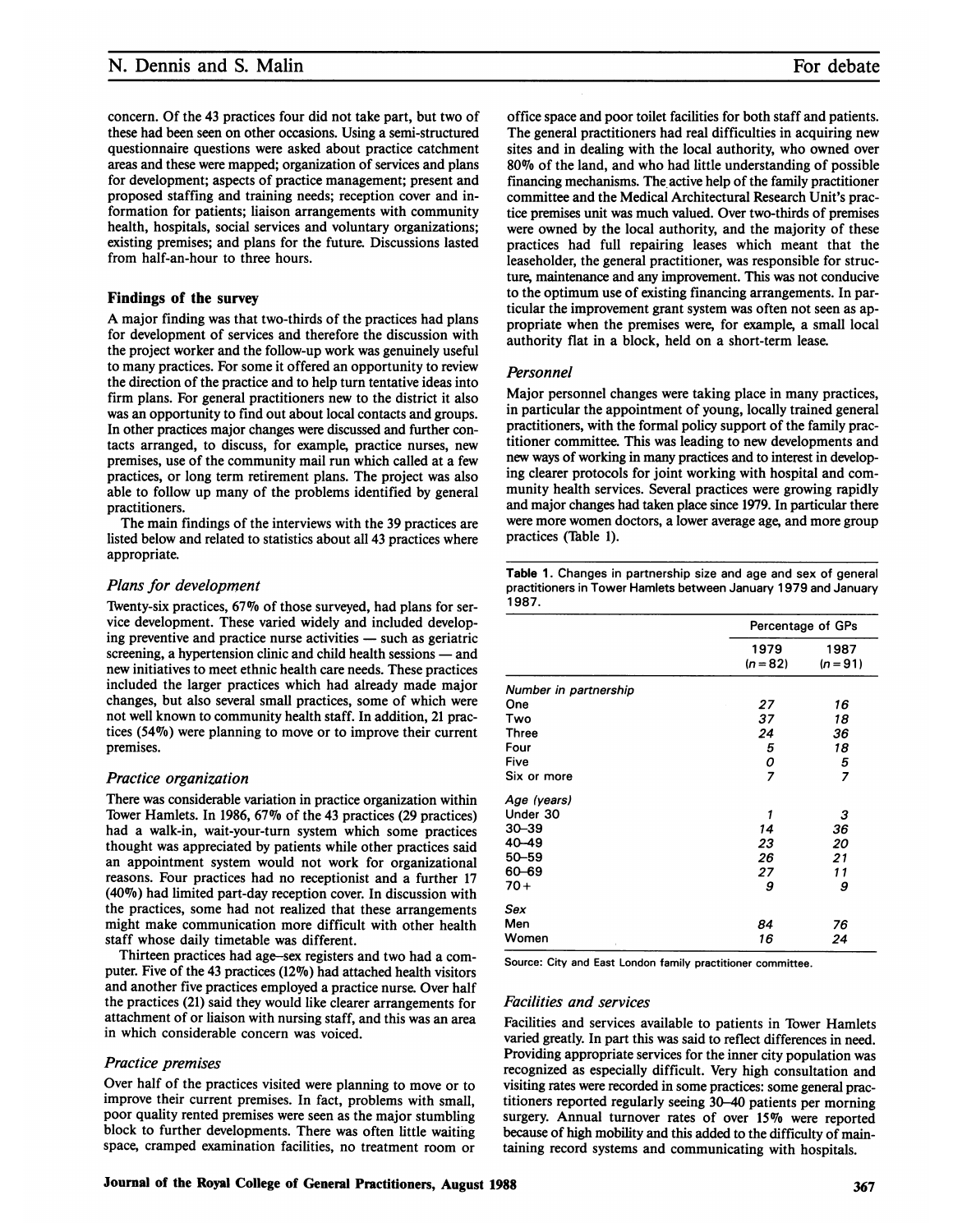concern. Of the 43 practices four did not take part, but two of these had been seen on other occasions. Using a semi-structured questionnaire questions were asked about practice catchment areas and these were mapped; organization of services and plans for development; aspects of practice management; present and proposed staffing and training needs; reception cover and information for patients; liaison arrangements with community health, hospitals, social services and voluntary organizations; existing premises; and plans for the future. Discussions lasted from half-an-hour to three hours.

## Findings of the survey

A major finding was that two-thirds of the practices had plans for development of services and therefore the discussion with the project worker and the follow-up work was genuinely useful to many practices. For some it offered an opportunity to review the direction of the practice and to help turn tentative ideas into firm plans. For general practitioners new to the district it also was an opportunity to find out about local contacts and groups. In other practices major changes were discussed and further contacts arranged, to discuss, for example, practice nurses, new premises, use of the community mail run which called at a few practices, or long term retirement plans. The project was also able to follow up many of the problems identified by general practitioners.

The main findings of the interviews with the 39 practices are listed below and related to statistics about all 43 practices where appropriate.

### *Plans for development*

Twenty-six practices, 67% of those surveyed, had plans for service development. These varied widely and included developing preventive and practice nurse activities — such as geriatric screening, a hypertension clinic and child health sessions — and new initiatives to meet ethnic health care needs. These practices included the larger practices which had already made major changes, but also several small practices, some of which were not well known to community health staff. In addition, 21 practices (54%) were planning to move or to improve their current premises.

### *Practice organization*

There was considerable variation in practice organization within Tower Hamlets. In 1986, 67% of the 43 practices (29 practices) had a walk-in, wait-your-turn system which some practices thought was appreciated by patients while other practices said an appointment system would not work for organizational reasons. Four practices had no receptionist and a further 17 (40%) had limited part-day reception cover. In discussion with the practices, some had not realized that these arrangements might make communication more difficult with other health staff whose daily timetable was different.

Thirteen practices had age–sex registers and two had a computer. Five of the 43 practices (12%) had attached health visitors and another five practices employed a practice nurse. Over half the practices (21) said they would like clearer arrangements for attachment of or liaison with nursing staff, and this was an area in which considerable concern was voiced.

### *Practice premises*

Over half of the practices visited were planning to move or to improve their current premises. In fact, problems with small, poor quality rented premises were seen as the major stumbling block to further developments. There was often little waiting space, cramped examination facilities, no treatment room or office space and poor toilet facilities for both staff and patients. The general practitioners had real difficulties in acquiring new sites and in dealing with the local authority, who owned over 80% of the land, and who had little understanding of possible financing mechanisms. The active help of the family practitioner committee and the Medical Architectural Research Unit's practice premises unit was much valued. Over two-thirds of premises were owned by the local authority, and the majority of these practices had full repairing leases which meant that the leaseholder, the general practitioner, was responsible for structure, maintenance and any improvement. This was not conducive to the optimum use of existing financing arrangements. In particular the improvement grant system was often not seen as appropriate when the premises were, for example, a small local authority flat in a block, held on a short-term lease.

### *Personnel*

Major personnel changes were taking place in many practices, in particular the appointment of young, locally trained general practitioners, with the formal policy support of the family practitioner committee. This was leading to new developments and new ways of working in many practices and to interest in developing clearer protocols for joint working with hospital and community health services. Several practices were growing rapidly and major changes had taken place since 1979. In particular there were more women doctors, a lower average age, and more group practices (Table 1).

**Table 1.** Changes in partnership size and age and sex of general practitioners in Tower Hamlets between January 1979 and January 1987.

| | Percentage of GPs | |
|---|---|---|
| | 1979 ($n = 82$) | 1987 ($n = 91$) |
| *Number in partnership* | | |
| One | 27 | 16 |
| Two | 37 | 18 |
| Three | 24 | 36 |
| Four | 5 | 18 |
| Five | 0 | 5 |
| Six or more | 7 | 7 |
| *Age (years)* | | |
| Under 30 | 1 | 3 |
| 30–39 | 14 | 36 |
| 40–49 | 23 | 20 |
| 50–59 | 26 | 21 |
| 60–69 | 27 | 11 |
| 70+ | 9 | 9 |
| *Sex* | | |
| Men | 84 | 76 |
| Women | 16 | 24 |

Source: City and East London family practitioner committee.

### *Facilities and services*

Facilities and services available to patients in Tower Hamlets varied greatly. In part this was said to reflect differences in need. Providing appropriate services for the inner city population was recognized as especially difficult. Very high consultation and visiting rates were recorded in some practices: some general practitioners reported regularly seeing 30–40 patients per morning surgery. Annual turnover rates of over 15% were reported because of high mobility and this added to the difficulty of maintaining record systems and communicating with hospitals.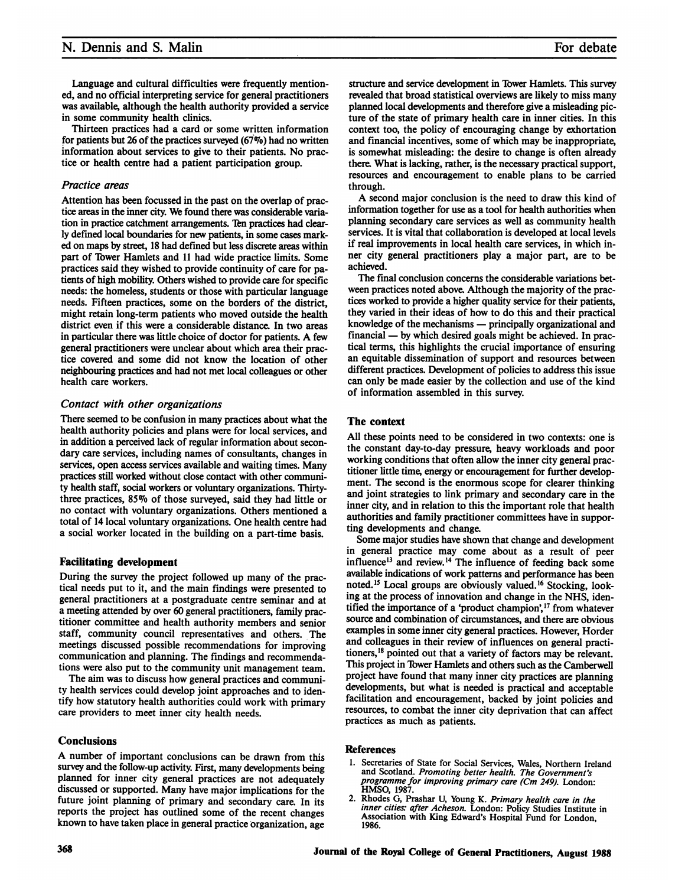Language and cultural difficulties were frequently mentioned, and no official interpreting service for general practitioners was available, although the health authority provided a service in some community health clinics.

Thirteen practices had a card or some written information for patients but 26 of the practices surveyed (67%) had no written information about services to give to their patients. No practice or health centre had a patient participation group.

### *Practice areas*

Attention has been focussed in the past on the overlap of practice areas in the inner city. We found there was considerable variation in practice catchment arrangements. Ten practices had clearly defined local boundaries for new patients, in some cases marked on maps by street, 18 had defined but less discrete areas within part of Tower Hamlets and 11 had wide practice limits. Some practices said they wished to provide continuity of care for patients of high mobility. Others wished to provide care for specific needs: the homeless, students or those with particular language needs. Fifteen practices, some on the borders of the district, might retain long-term patients who moved outside the health district even if this were a considerable distance. In two areas in particular there was little choice of doctor for patients. A few general practitioners were unclear about which area their practice covered and some did not know the location of other neighbouring practices and had not met local colleagues or other health care workers.

### *Contact with other organizations*

There seemed to be confusion in many practices about what the health authority policies and plans were for local services, and in addition a perceived lack of regular information about secondary care services, including names of consultants, changes in services, open access services available and waiting times. Many practices still worked without close contact with other community health staff, social workers or voluntary organizations. Thirty-three practices, 85% of those surveyed, said they had little or no contact with voluntary organizations. Others mentioned a total of 14 local voluntary organizations. One health centre had a social worker located in the building on a part-time basis.

## Facilitating development

During the survey the project followed up many of the practical needs put to it, and the main findings were presented to general practitioners at a postgraduate centre seminar and at a meeting attended by over 60 general practitioners, family practitioner committee and health authority members and senior staff, community council representatives and others. The meetings discussed possible recommendations for improving communication and planning. The findings and recommendations were also put to the community unit management team.

The aim was to discuss how general practices and community health services could develop joint approaches and to identify how statutory health authorities could work with primary care providers to meet inner city health needs.

## Conclusions

A number of important conclusions can be drawn from this survey and the follow-up activity. First, many developments being planned for inner city general practices are not adequately discussed or supported. Many have major implications for the future joint planning of primary and secondary care. In its reports the project has outlined some of the recent changes known to have taken place in general practice organization, age structure and service development in Tower Hamlets. This survey revealed that broad statistical overviews are likely to miss many planned local developments and therefore give a misleading picture of the state of primary health care in inner cities. In this context too, the policy of encouraging change by exhortation and financial incentives, some of which may be inappropriate, is somewhat misleading: the desire to change is often already there. What is lacking, rather, is the necessary practical support, resources and encouragement to enable plans to be carried through.

A second major conclusion is the need to draw this kind of information together for use as a tool for health authorities when planning secondary care services as well as community health services. It is vital that collaboration is developed at local levels if real improvements in local health care services, in which inner city general practitioners play a major part, are to be achieved.

The final conclusion concerns the considerable variations between practices noted above. Although the majority of the practices worked to provide a higher quality service for their patients, they varied in their ideas of how to do this and their practical knowledge of the mechanisms — principally organizational and financial — by which desired goals might be achieved. In practical terms, this highlights the crucial importance of ensuring an equitable dissemination of support and resources between different practices. Development of policies to address this issue can only be made easier by the collection and use of the kind of information assembled in this survey.

## The context

All these points need to be considered in two contexts: one is the constant day-to-day pressure, heavy workloads and poor working conditions that often allow the inner city general practitioner little time, energy or encouragement for further development. The second is the enormous scope for clearer thinking and joint strategies to link primary and secondary care in the inner city, and in relation to this the important role that health authorities and family practitioner committees have in supporting developments and change.

Some major studies have shown that change and development in general practice may come about as a result of peer influence[13] and review.[14] The influence of feeding back some available indications of work patterns and performance has been noted.[15] Local groups are obviously valued.[16] Stocking, looking at the process of innovation and change in the NHS, identified the importance of a 'product champion',[17] from whatever source and combination of circumstances, and there are obvious examples in some inner city general practices. However, Horder and colleagues in their review of influences on general practitioners,[18] pointed out that a variety of factors may be relevant. This project in Tower Hamlets and others such as the Camberwell project have found that many inner city practices are planning developments, but what is needed is practical and acceptable facilitation and encouragement, backed by joint policies and resources, to combat the inner city deprivation that can affect practices as much as patients.

## References

1. Secretaries of State for Social Services, Wales, Northern Ireland and Scotland. *Promoting better health. The Government's programme for improving primary care (Cm 249).* London: HMSO, 1987.
2. Rhodes G, Prashar U, Young K. *Primary health care in the inner cities: after Acheson.* London: Policy Studies Institute in Association with King Edward's Hospital Fund for London, 1986.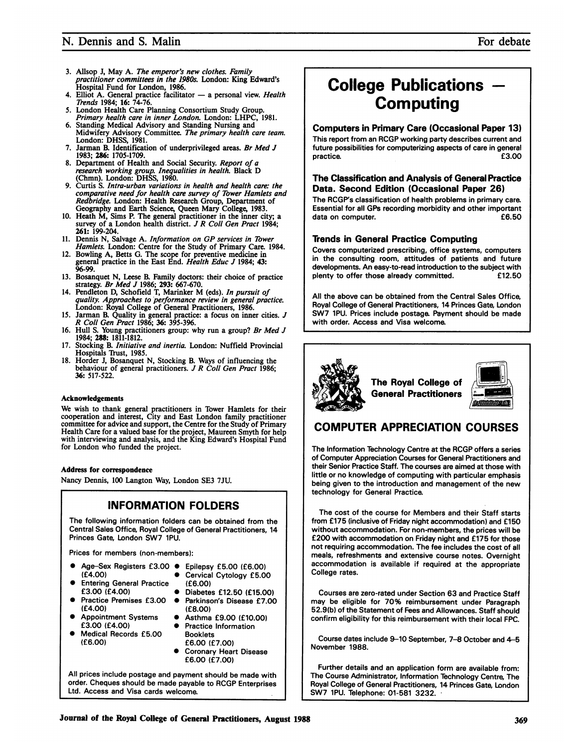3. Allsop J, May A. *The emperor's new clothes. Family practitioner committees in the 1980s.* London: King Edward's Hospital Fund for London, 1986.
4. Elliot A. General practice facilitator — a personal view. *Health Trends* 1984; **16:** 74-76.
5. London Health Care Planning Consortium Study Group. *Primary health care in inner London.* London: LHPC, 1981.
6. Standing Medical Advisory and Standing Nursing and Midwifery Advisory Committee. *The primary health care team.* London: DHSS, 1981.
7. Jarman B. Identification of underprivileged areas. *Br Med J* 1983; **286:** 1705-1709.
8. Department of Health and Social Security. *Report of a research working group. Inequalities in health.* Black D (Chmn). London: DHSS, 1980.
9. Curtis S. *Intra-urban variations in health and health care: the comparative need for health care survey of Tower Hamlets and Redbridge.* London: Health Research Group, Department of Geography and Earth Science, Queen Mary College, 1983.
10. Heath M, Sims P. The general practitioner in the inner city; a survey of a London health district. *J R Coll Gen Pract* 1984; **261:** 199-204.
11. Dennis N, Salvage A. *Information on GP services in Tower Hamlets.* London: Centre for the Study of Primary Care. 1984.
12. Bowling A, Betts G. The scope for preventive medicine in general practice in the East End. *Health Educ J* 1984; **43:** 96-99.
13. Bosanquet N, Leese B. Family doctors: their choice of practice strategy. *Br Med J* 1986; **293:** 667-670.
14. Pendleton D, Schofield T, Marinker M (eds). *In pursuit of quality. Approaches to performance review in general practice.* London: Royal College of General Practitioners, 1986.
15. Jarman B. Quality in general practice: a focus on inner cities. *J R Coll Gen Pract* 1986; **36:** 395-396.
16. Hull S. Young practitioners group: why run a group? *Br Med J* 1984; **288:** 1811-1812.
17. Stocking B. *Initiative and inertia.* London: Nuffield Provincial Hospitals Trust, 1985.
18. Horder J, Bosanquet N, Stocking B. Ways of influencing the behaviour of general practitioners. *J R Coll Gen Pract* 1986; **36:** 517-522.

**Acknowledgements**

We wish to thank general practitioners in Tower Hamlets for their cooperation and interest, City and East London family practitioner committee for advice and support, the Centre for the Study of Primary Health Care for a valued base for the project, Maureen Smyth for help with interviewing and analysis, and the King Edward's Hospital Fund for London who funded the project.

**Address for correspondence**

Nancy Dennis, 100 Langton Way, London SE3 7JU.

## INFORMATION FOLDERS

The following information folders can be obtained from the Central Sales Office, Royal College of General Practitioners, 14 Princes Gate, London SW7 1PU.

Prices for members (non-members):

- Age–Sex Registers £3.00 (£4.00)
- Entering General Practice £3.00 (£4.00)
- Practice Premises £3.00 (£4.00)
- Appointment Systems £3.00 (£4.00)
- Medical Records £5.00 (£6.00)
- Epilepsy £5.00 (£6.00)
- Cervical Cytology £5.00 (£6.00)
- Diabetes £12.50 (£15.00)
- Parkinson's Disease £7.00 (£8.00)
- Asthma £9.00 (£10.00)
- Practice Information Booklets £6.00 (£7.00)
- Coronary Heart Disease £6.00 (£7.00)

All prices include postage and payment should be made with order. Cheques should be made payable to RCGP Enterprises Ltd. Access and Visa cards welcome.

# College Publications — Computing

### Computers in Primary Care (Occasional Paper 13)

This report from an RCGP working party describes current and future possibilities for computerizing aspects of care in general practice. £3.00

### The Classification and Analysis of General Practice Data. Second Edition (Occasional Paper 26)

The RCGP's classification of health problems in primary care. Essential for all GPs recording morbidity and other important data on computer. £6.50

### Trends in General Practice Computing

Covers computerized prescribing, office systems, computers in the consulting room, attitudes of patients and future developments. An easy-to-read introduction to the subject with plenty to offer those already committed. £12.50

All the above can be obtained from the Central Sales Office, Royal College of General Practitioners, 14 Princes Gate, London SW7 1PU. Prices include postage. Payment should be made with order. Access and Visa welcome.

**The Royal College of General Practitioners**

## COMPUTER APPRECIATION COURSES

The Information Technology Centre at the RCGP offers a series of Computer Appreciation Courses for General Practitioners and their Senior Practice Staff. The courses are aimed at those with little or no knowledge of computing with particular emphasis being given to the introduction and management of the new technology for General Practice.

The cost of the course for Members and their Staff starts from £175 (inclusive of Friday night accommodation) and £150 without accommodation. For non-members, the prices will be £200 with accommodation on Friday night and £175 for those not requiring accommodation. The fee includes the cost of all meals, refreshments and extensive course notes. Overnight accommodation is available if required at the appropriate College rates.

Courses are zero-rated under Section 63 and Practice Staff may be eligible for 70% reimbursement under Paragraph 52.9(b) of the Statement of Fees and Allowances. Staff should confirm eligibility for this reimbursement with their local FPC.

Course dates include 9–10 September, 7–8 October and 4–5 November 1988.

Further details and an application form are available from: The Course Administrator, Information Technology Centre, The Royal College of General Practitioners, 14 Princes Gate, London SW7 1PU. Telephone: 01-581 3232.